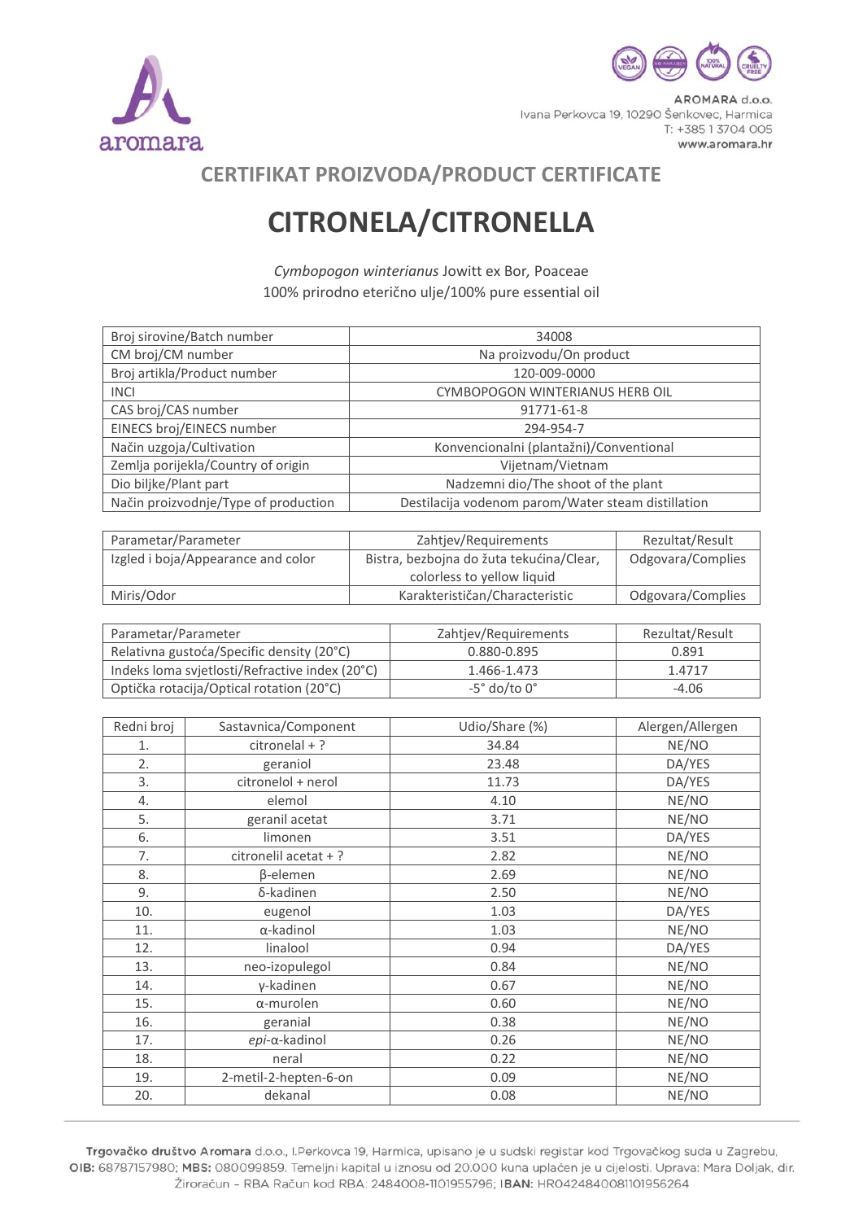aromara

AROMARA d.o.o.
Ivana Perkovca 19, 10290 Šenkovec, Harmica
T: +385 1 3704 005
www.aromara.hr

## CERTIFIKAT PROIZVODA/PRODUCT CERTIFICATE

# CITRONELA/CITRONELLA

*Cymbopogon winterianus* Jowitt ex Bor, Poaceae
100% prirodno eterično ulje/100% pure essential oil

| | |
|---|---|
| Broj sirovine/Batch number | 34008 |
| CM broj/CM number | Na proizvodu/On product |
| Broj artikla/Product number | 120-009-0000 |
| INCI | CYMBOPOGON WINTERIANUS HERB OIL |
| CAS broj/CAS number | 91771-61-8 |
| EINECS broj/EINECS number | 294-954-7 |
| Način uzgoja/Cultivation | Konvencionalni (plantažni)/Conventional |
| Zemlja porijekla/Country of origin | Vijetnam/Vietnam |
| Dio biljke/Plant part | Nadzemni dio/The shoot of the plant |
| Način proizvodnje/Type of production | Destilacija vodenom parom/Water steam distillation |

| Parametar/Parameter | Zahtjev/Requirements | Rezultat/Result |
|---|---|---|
| Izgled i boja/Appearance and color | Bistra, bezbojna do žuta tekućina/Clear, colorless to yellow liquid | Odgovara/Complies |
| Miris/Odor | Karakterističan/Characteristic | Odgovara/Complies |

| Parametar/Parameter | Zahtjev/Requirements | Rezultat/Result |
|---|---|---|
| Relativna gustoća/Specific density (20°C) | 0.880-0.895 | 0.891 |
| Indeks loma svjetlosti/Refractive index (20°C) | 1.466-1.473 | 1.4717 |
| Optička rotacija/Optical rotation (20°C) | -5° do/to 0° | -4.06 |

| Redni broj | Sastavnica/Component | Udio/Share (%) | Alergen/Allergen |
|---|---|---|---|
| 1. | citronelal + ? | 34.84 | NE/NO |
| 2. | geraniol | 23.48 | DA/YES |
| 3. | citronelol + nerol | 11.73 | DA/YES |
| 4. | elemol | 4.10 | NE/NO |
| 5. | geranil acetat | 3.71 | NE/NO |
| 6. | limonen | 3.51 | DA/YES |
| 7. | citronelil acetat + ? | 2.82 | NE/NO |
| 8. | β-elemen | 2.69 | NE/NO |
| 9. | δ-kadinen | 2.50 | NE/NO |
| 10. | eugenol | 1.03 | DA/YES |
| 11. | α-kadinol | 1.03 | NE/NO |
| 12. | linalool | 0.94 | DA/YES |
| 13. | neo-izopulegol | 0.84 | NE/NO |
| 14. | γ-kadinen | 0.67 | NE/NO |
| 15. | α-murolen | 0.60 | NE/NO |
| 16. | geranial | 0.38 | NE/NO |
| 17. | *epi*-α-kadinol | 0.26 | NE/NO |
| 18. | neral | 0.22 | NE/NO |
| 19. | 2-metil-2-hepten-6-on | 0.09 | NE/NO |
| 20. | dekanal | 0.08 | NE/NO |

**Trgovačko društvo Aromara** d.o.o., I.Perkovca 19, Harmica, upisano je u sudski registar kod Trgovačkog suda u Zagrebu, **OIB:** 68787157980; **MBS:** 080099859. Temeljni kapital u iznosu od 20.000 kuna uplaćen je u cijelosti. Uprava: Mara Doljak, dir. Žiroračun - RBA Račun kod RBA: 2484008-1101955796; **IBAN:** HR0424840081101956264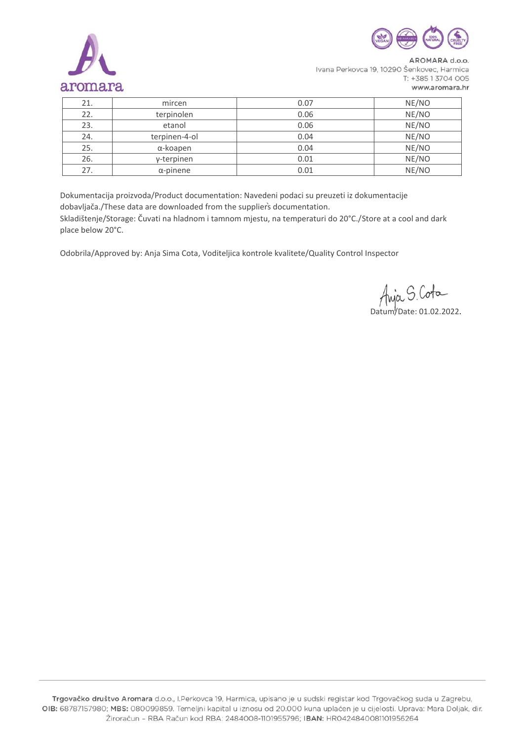| | | | |
|---|---|---|---|
| 21. | mircen | 0.07 | NE/NO |
| 22. | terpinolen | 0.06 | NE/NO |
| 23. | etanol | 0.06 | NE/NO |
| 24. | terpinen-4-ol | 0.04 | NE/NO |
| 25. | α-koapen | 0.04 | NE/NO |
| 26. | γ-terpinen | 0.01 | NE/NO |
| 27. | α-pinene | 0.01 | NE/NO |

Dokumentacija proizvoda/Product documentation: Navedeni podaci su preuzeti iz dokumentacije dobavljača./These data are downloaded from the supplier's documentation.
Skladištenje/Storage: Čuvati na hladnom i tamnom mjestu, na temperaturi do 20°C./Store at a cool and dark place below 20°C.

Odobrila/Approved by: Anja Sima Cota, Voditeljica kontrole kvalitete/Quality Control Inspector

Anja S. Cota
Datum/Date: 01.02.2022.